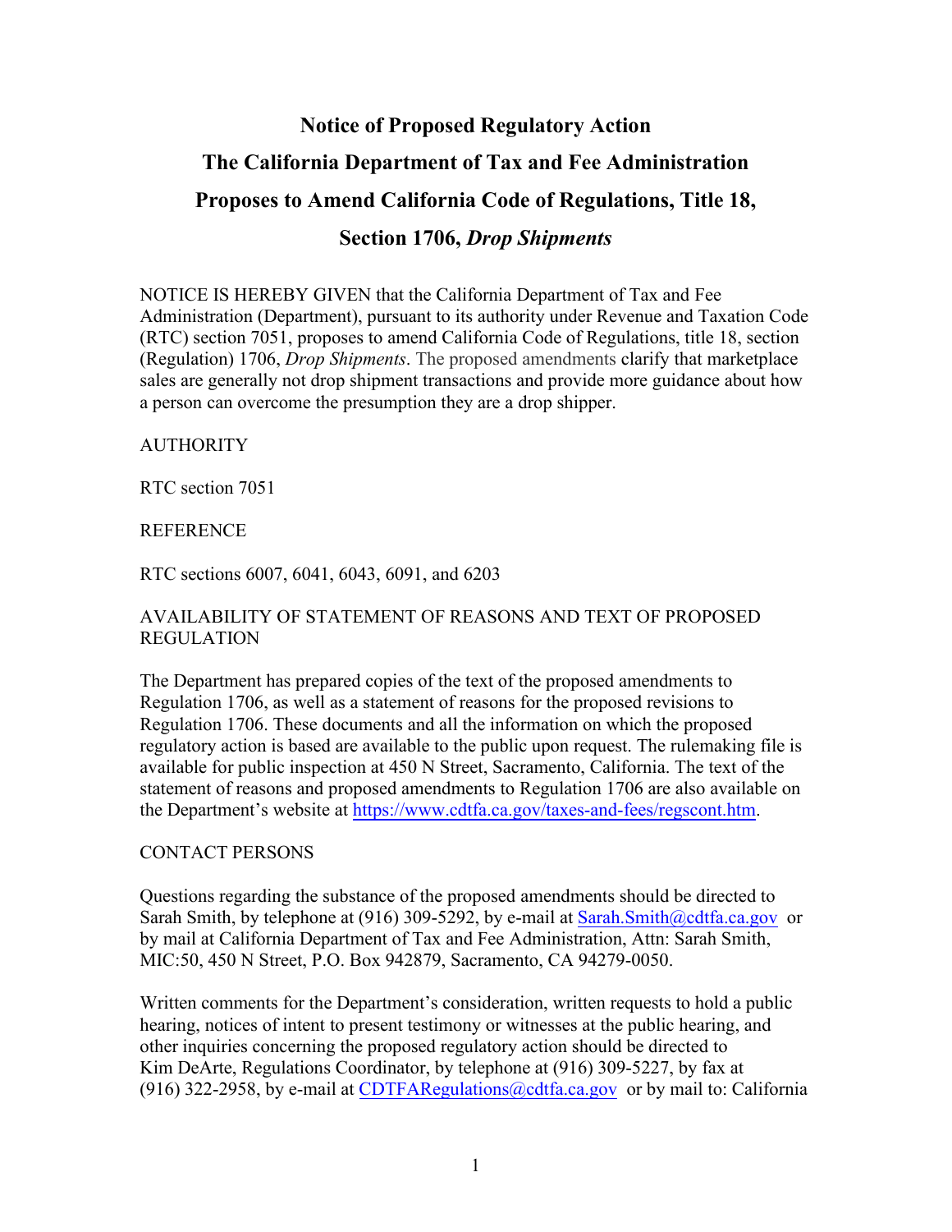# Notice of Proposed Regulatory Action

# The California Department of Tax and Fee Administration

# Proposes to Amend California Code of Regulations, Title 18,

# Section 1706, *Drop Shipments*

NOTICE IS HEREBY GIVEN that the California Department of Tax and Fee Administration (Department), pursuant to its authority under Revenue and Taxation Code (RTC) section 7051, proposes to amend California Code of Regulations, title 18, section (Regulation) 1706, *Drop Shipments*. The proposed amendments clarify that marketplace sales are generally not drop shipment transactions and provide more guidance about how a person can overcome the presumption they are a drop shipper.

AUTHORITY

RTC section 7051

REFERENCE

RTC sections 6007, 6041, 6043, 6091, and 6203

AVAILABILITY OF STATEMENT OF REASONS AND TEXT OF PROPOSED REGULATION

The Department has prepared copies of the text of the proposed amendments to Regulation 1706, as well as a statement of reasons for the proposed revisions to Regulation 1706. These documents and all the information on which the proposed regulatory action is based are available to the public upon request. The rulemaking file is available for public inspection at 450 N Street, Sacramento, California. The text of the statement of reasons and proposed amendments to Regulation 1706 are also available on the Department's website at https://www.cdtfa.ca.gov/taxes-and-fees/regscont.htm.

CONTACT PERSONS

Questions regarding the substance of the proposed amendments should be directed to Sarah Smith, by telephone at (916) 309-5292, by e-mail at Sarah.Smith@cdtfa.ca.gov or by mail at California Department of Tax and Fee Administration, Attn: Sarah Smith, MIC:50, 450 N Street, P.O. Box 942879, Sacramento, CA 94279-0050.

Written comments for the Department's consideration, written requests to hold a public hearing, notices of intent to present testimony or witnesses at the public hearing, and other inquiries concerning the proposed regulatory action should be directed to Kim DeArte, Regulations Coordinator, by telephone at (916) 309-5227, by fax at (916) 322-2958, by e-mail at CDTFARegulations@cdtfa.ca.gov or by mail to: California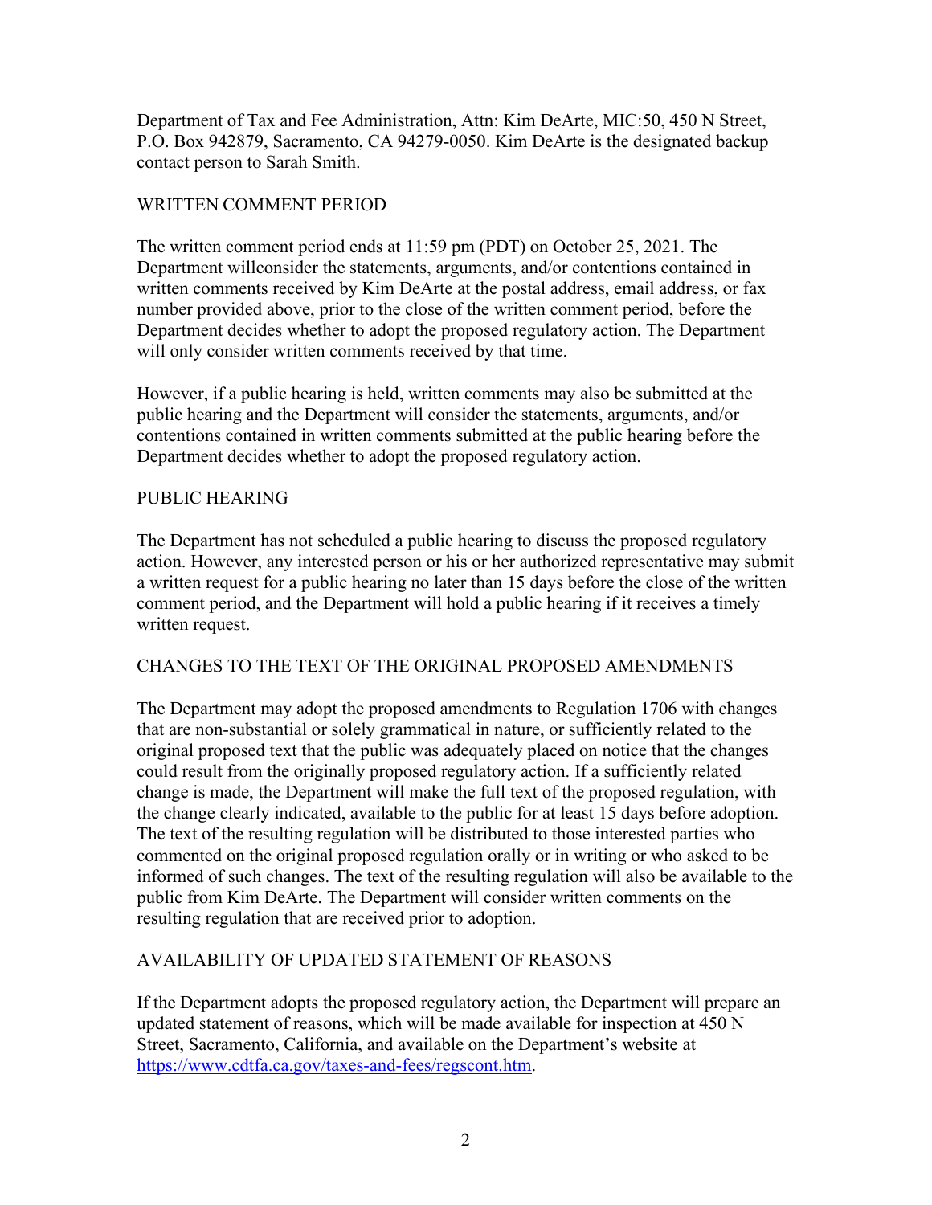Department of Tax and Fee Administration, Attn: Kim DeArte, MIC:50, 450 N Street, P.O. Box 942879, Sacramento, CA 94279-0050. Kim DeArte is the designated backup contact person to Sarah Smith.

## WRITTEN COMMENT PERIOD

The written comment period ends at 11:59 pm (PDT) on October 25, 2021. The Department willconsider the statements, arguments, and/or contentions contained in written comments received by Kim DeArte at the postal address, email address, or fax number provided above, prior to the close of the written comment period, before the Department decides whether to adopt the proposed regulatory action. The Department will only consider written comments received by that time.

However, if a public hearing is held, written comments may also be submitted at the public hearing and the Department will consider the statements, arguments, and/or contentions contained in written comments submitted at the public hearing before the Department decides whether to adopt the proposed regulatory action.

## PUBLIC HEARING

The Department has not scheduled a public hearing to discuss the proposed regulatory action. However, any interested person or his or her authorized representative may submit a written request for a public hearing no later than 15 days before the close of the written comment period, and the Department will hold a public hearing if it receives a timely written request.

## CHANGES TO THE TEXT OF THE ORIGINAL PROPOSED AMENDMENTS

The Department may adopt the proposed amendments to Regulation 1706 with changes that are non-substantial or solely grammatical in nature, or sufficiently related to the original proposed text that the public was adequately placed on notice that the changes could result from the originally proposed regulatory action. If a sufficiently related change is made, the Department will make the full text of the proposed regulation, with the change clearly indicated, available to the public for at least 15 days before adoption. The text of the resulting regulation will be distributed to those interested parties who commented on the original proposed regulation orally or in writing or who asked to be informed of such changes. The text of the resulting regulation will also be available to the public from Kim DeArte. The Department will consider written comments on the resulting regulation that are received prior to adoption.

## AVAILABILITY OF UPDATED STATEMENT OF REASONS

If the Department adopts the proposed regulatory action, the Department will prepare an updated statement of reasons, which will be made available for inspection at 450 N Street, Sacramento, California, and available on the Department's website at https://www.cdtfa.ca.gov/taxes-and-fees/regscont.htm.